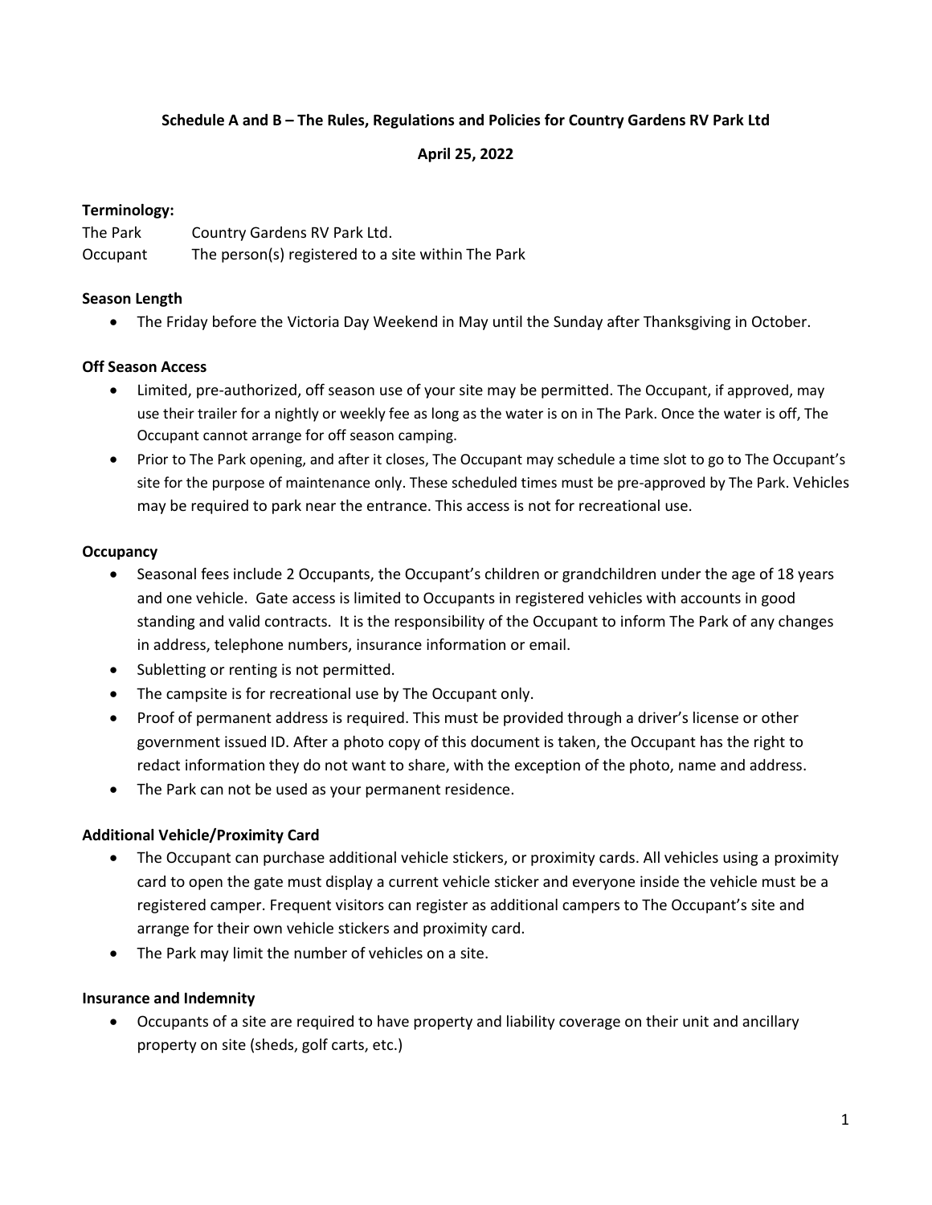**Schedule A and B – The Rules, Regulations and Policies for Country Gardens RV Park Ltd**

**April 25, 2022**

**Terminology:**

The Park Country Gardens RV Park Ltd.

Occupant The person(s) registered to a site within The Park

**Season Length**

- The Friday before the Victoria Day Weekend in May until the Sunday after Thanksgiving in October.

**Off Season Access**

- Limited, pre-authorized, off season use of your site may be permitted. The Occupant, if approved, may use their trailer for a nightly or weekly fee as long as the water is on in The Park. Once the water is off, The Occupant cannot arrange for off season camping.
- Prior to The Park opening, and after it closes, The Occupant may schedule a time slot to go to The Occupant's site for the purpose of maintenance only. These scheduled times must be pre-approved by The Park. Vehicles may be required to park near the entrance. This access is not for recreational use.

**Occupancy**

- Seasonal fees include 2 Occupants, the Occupant's children or grandchildren under the age of 18 years and one vehicle. Gate access is limited to Occupants in registered vehicles with accounts in good standing and valid contracts. It is the responsibility of the Occupant to inform The Park of any changes in address, telephone numbers, insurance information or email.
- Subletting or renting is not permitted.
- The campsite is for recreational use by The Occupant only.
- Proof of permanent address is required. This must be provided through a driver's license or other government issued ID. After a photo copy of this document is taken, the Occupant has the right to redact information they do not want to share, with the exception of the photo, name and address.
- The Park can not be used as your permanent residence.

**Additional Vehicle/Proximity Card**

- The Occupant can purchase additional vehicle stickers, or proximity cards. All vehicles using a proximity card to open the gate must display a current vehicle sticker and everyone inside the vehicle must be a registered camper. Frequent visitors can register as additional campers to The Occupant's site and arrange for their own vehicle stickers and proximity card.
- The Park may limit the number of vehicles on a site.

**Insurance and Indemnity**

- Occupants of a site are required to have property and liability coverage on their unit and ancillary property on site (sheds, golf carts, etc.)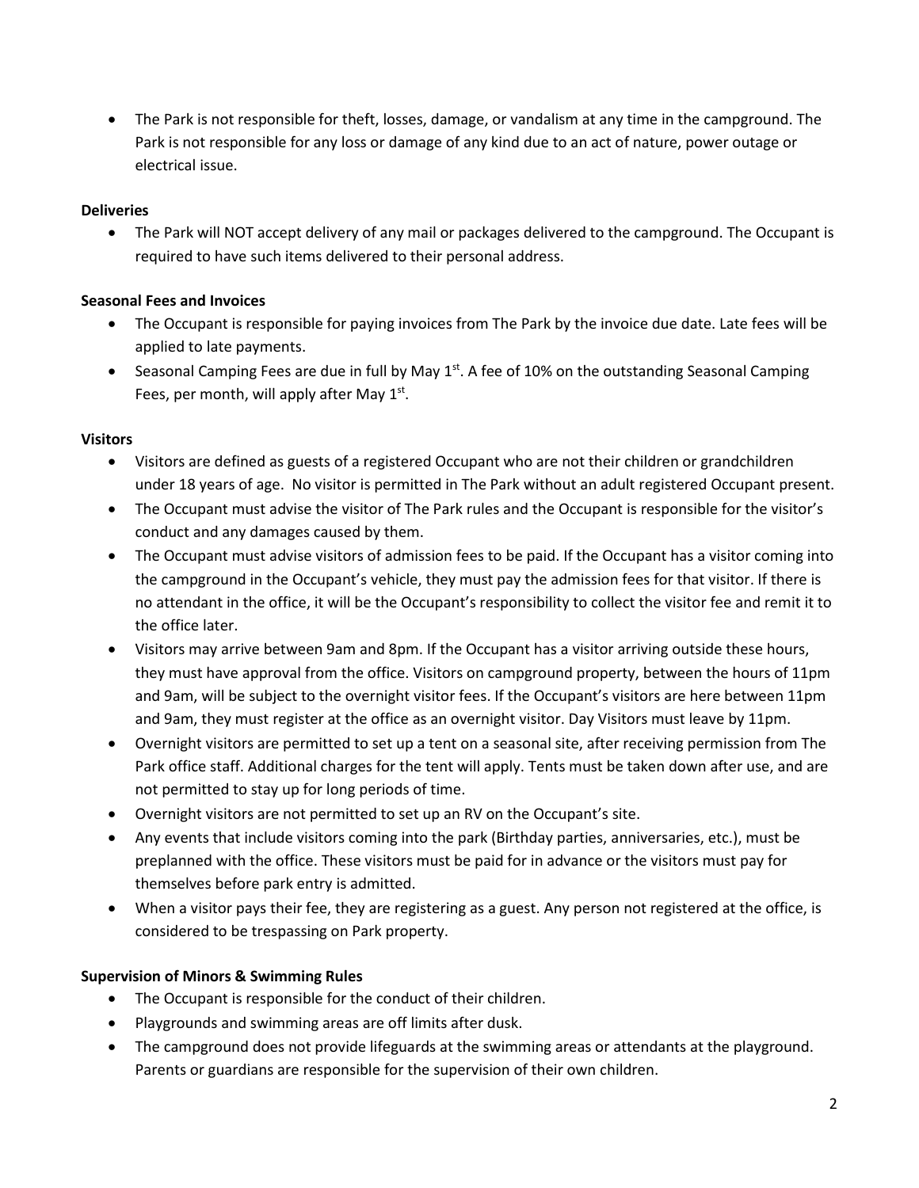- The Park is not responsible for theft, losses, damage, or vandalism at any time in the campground. The Park is not responsible for any loss or damage of any kind due to an act of nature, power outage or electrical issue.

**Deliveries**

- The Park will NOT accept delivery of any mail or packages delivered to the campground. The Occupant is required to have such items delivered to their personal address.

**Seasonal Fees and Invoices**

- The Occupant is responsible for paying invoices from The Park by the invoice due date. Late fees will be applied to late payments.
- Seasonal Camping Fees are due in full by May 1st. A fee of 10% on the outstanding Seasonal Camping Fees, per month, will apply after May 1st.

**Visitors**

- Visitors are defined as guests of a registered Occupant who are not their children or grandchildren under 18 years of age. No visitor is permitted in The Park without an adult registered Occupant present.
- The Occupant must advise the visitor of The Park rules and the Occupant is responsible for the visitor's conduct and any damages caused by them.
- The Occupant must advise visitors of admission fees to be paid. If the Occupant has a visitor coming into the campground in the Occupant's vehicle, they must pay the admission fees for that visitor. If there is no attendant in the office, it will be the Occupant's responsibility to collect the visitor fee and remit it to the office later.
- Visitors may arrive between 9am and 8pm. If the Occupant has a visitor arriving outside these hours, they must have approval from the office. Visitors on campground property, between the hours of 11pm and 9am, will be subject to the overnight visitor fees. If the Occupant's visitors are here between 11pm and 9am, they must register at the office as an overnight visitor. Day Visitors must leave by 11pm.
- Overnight visitors are permitted to set up a tent on a seasonal site, after receiving permission from The Park office staff. Additional charges for the tent will apply. Tents must be taken down after use, and are not permitted to stay up for long periods of time.
- Overnight visitors are not permitted to set up an RV on the Occupant's site.
- Any events that include visitors coming into the park (Birthday parties, anniversaries, etc.), must be preplanned with the office. These visitors must be paid for in advance or the visitors must pay for themselves before park entry is admitted.
- When a visitor pays their fee, they are registering as a guest. Any person not registered at the office, is considered to be trespassing on Park property.

**Supervision of Minors & Swimming Rules**

- The Occupant is responsible for the conduct of their children.
- Playgrounds and swimming areas are off limits after dusk.
- The campground does not provide lifeguards at the swimming areas or attendants at the playground. Parents or guardians are responsible for the supervision of their own children.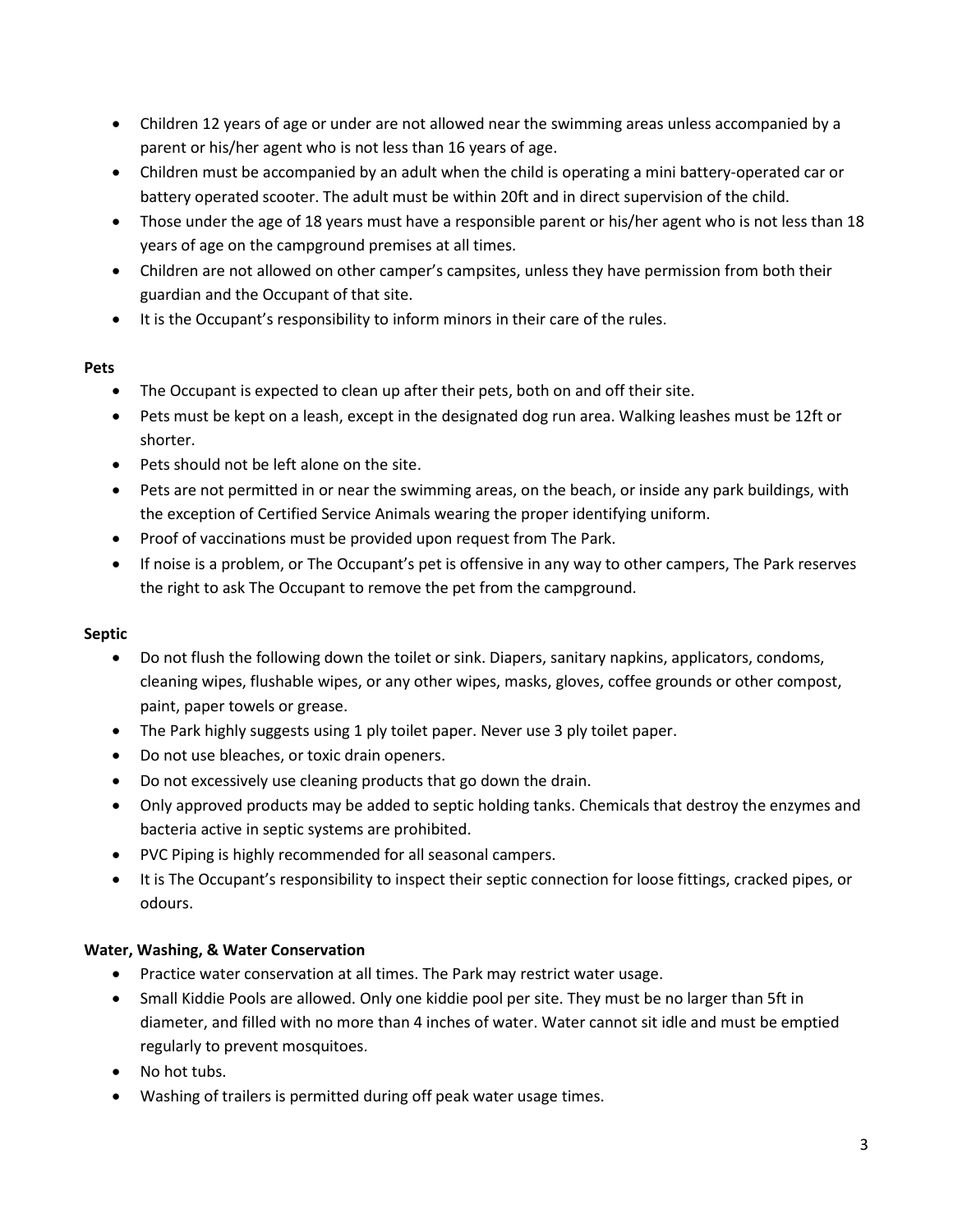- Children 12 years of age or under are not allowed near the swimming areas unless accompanied by a parent or his/her agent who is not less than 16 years of age.
- Children must be accompanied by an adult when the child is operating a mini battery-operated car or battery operated scooter. The adult must be within 20ft and in direct supervision of the child.
- Those under the age of 18 years must have a responsible parent or his/her agent who is not less than 18 years of age on the campground premises at all times.
- Children are not allowed on other camper's campsites, unless they have permission from both their guardian and the Occupant of that site.
- It is the Occupant's responsibility to inform minors in their care of the rules.

**Pets**

- The Occupant is expected to clean up after their pets, both on and off their site.
- Pets must be kept on a leash, except in the designated dog run area. Walking leashes must be 12ft or shorter.
- Pets should not be left alone on the site.
- Pets are not permitted in or near the swimming areas, on the beach, or inside any park buildings, with the exception of Certified Service Animals wearing the proper identifying uniform.
- Proof of vaccinations must be provided upon request from The Park.
- If noise is a problem, or The Occupant's pet is offensive in any way to other campers, The Park reserves the right to ask The Occupant to remove the pet from the campground.

**Septic**

- Do not flush the following down the toilet or sink. Diapers, sanitary napkins, applicators, condoms, cleaning wipes, flushable wipes, or any other wipes, masks, gloves, coffee grounds or other compost, paint, paper towels or grease.
- The Park highly suggests using 1 ply toilet paper. Never use 3 ply toilet paper.
- Do not use bleaches, or toxic drain openers.
- Do not excessively use cleaning products that go down the drain.
- Only approved products may be added to septic holding tanks. Chemicals that destroy the enzymes and bacteria active in septic systems are prohibited.
- PVC Piping is highly recommended for all seasonal campers.
- It is The Occupant's responsibility to inspect their septic connection for loose fittings, cracked pipes, or odours.

**Water, Washing, & Water Conservation**

- Practice water conservation at all times. The Park may restrict water usage.
- Small Kiddie Pools are allowed. Only one kiddie pool per site. They must be no larger than 5ft in diameter, and filled with no more than 4 inches of water. Water cannot sit idle and must be emptied regularly to prevent mosquitoes.
- No hot tubs.
- Washing of trailers is permitted during off peak water usage times.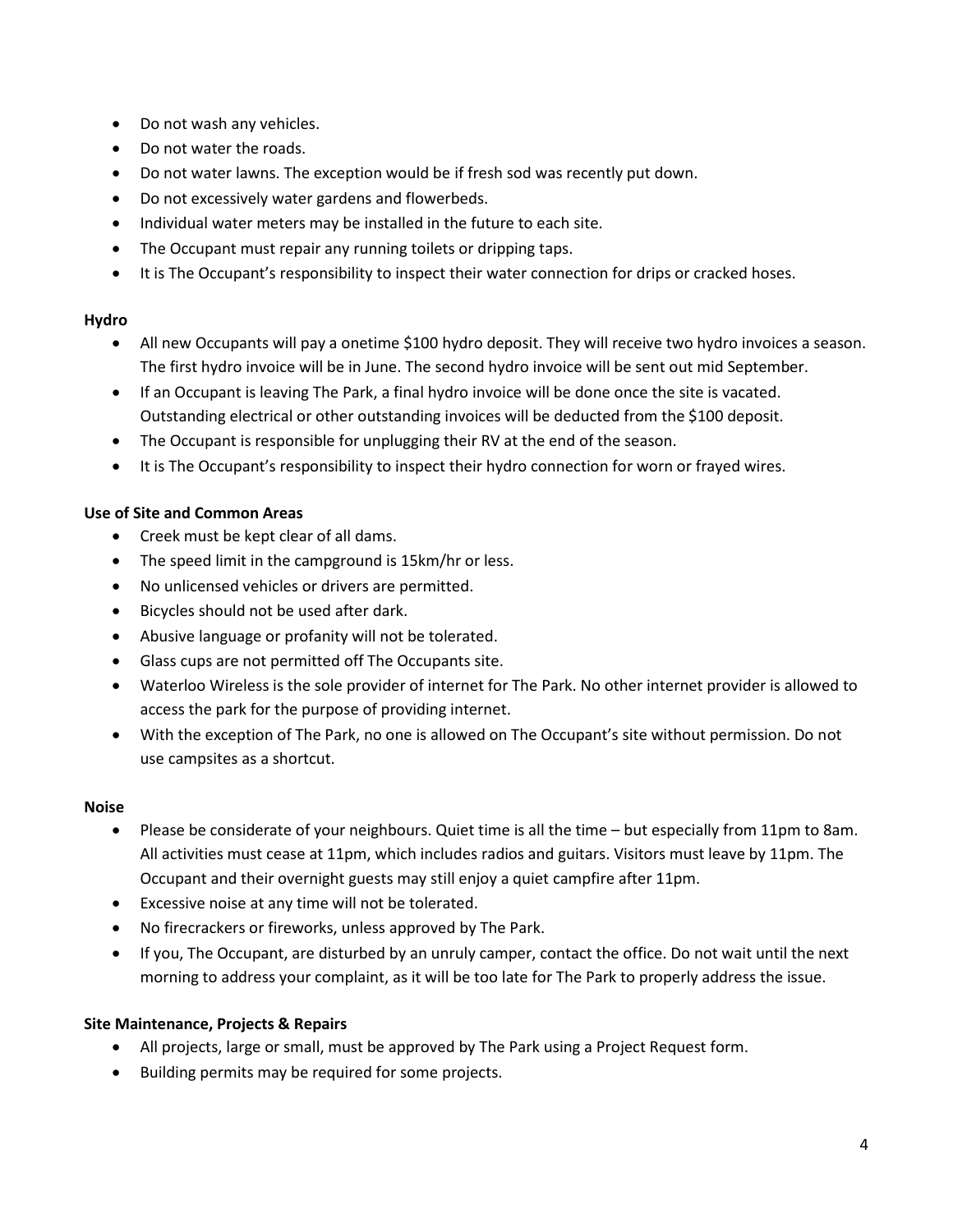- Do not wash any vehicles.
- Do not water the roads.
- Do not water lawns. The exception would be if fresh sod was recently put down.
- Do not excessively water gardens and flowerbeds.
- Individual water meters may be installed in the future to each site.
- The Occupant must repair any running toilets or dripping taps.
- It is The Occupant's responsibility to inspect their water connection for drips or cracked hoses.

**Hydro**

- All new Occupants will pay a onetime $100 hydro deposit. They will receive two hydro invoices a season. The first hydro invoice will be in June. The second hydro invoice will be sent out mid September.
- If an Occupant is leaving The Park, a final hydro invoice will be done once the site is vacated. Outstanding electrical or other outstanding invoices will be deducted from the $100 deposit.
- The Occupant is responsible for unplugging their RV at the end of the season.
- It is The Occupant's responsibility to inspect their hydro connection for worn or frayed wires.

**Use of Site and Common Areas**

- Creek must be kept clear of all dams.
- The speed limit in the campground is 15km/hr or less.
- No unlicensed vehicles or drivers are permitted.
- Bicycles should not be used after dark.
- Abusive language or profanity will not be tolerated.
- Glass cups are not permitted off The Occupants site.
- Waterloo Wireless is the sole provider of internet for The Park. No other internet provider is allowed to access the park for the purpose of providing internet.
- With the exception of The Park, no one is allowed on The Occupant's site without permission. Do not use campsites as a shortcut.

**Noise**

- Please be considerate of your neighbours. Quiet time is all the time – but especially from 11pm to 8am. All activities must cease at 11pm, which includes radios and guitars. Visitors must leave by 11pm. The Occupant and their overnight guests may still enjoy a quiet campfire after 11pm.
- Excessive noise at any time will not be tolerated.
- No firecrackers or fireworks, unless approved by The Park.
- If you, The Occupant, are disturbed by an unruly camper, contact the office. Do not wait until the next morning to address your complaint, as it will be too late for The Park to properly address the issue.

**Site Maintenance, Projects & Repairs**

- All projects, large or small, must be approved by The Park using a Project Request form.
- Building permits may be required for some projects.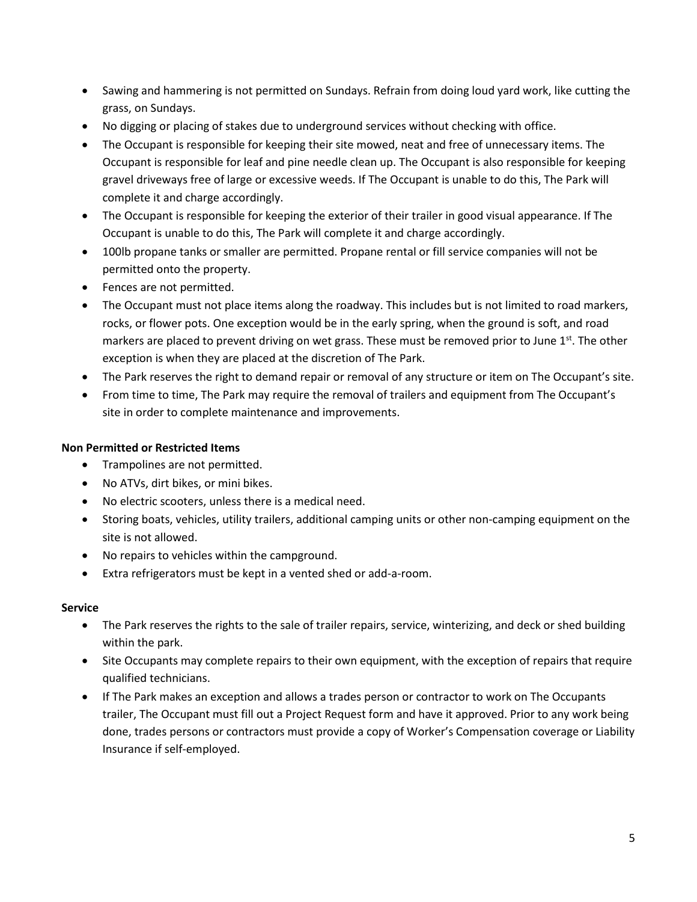- Sawing and hammering is not permitted on Sundays. Refrain from doing loud yard work, like cutting the grass, on Sundays.
- No digging or placing of stakes due to underground services without checking with office.
- The Occupant is responsible for keeping their site mowed, neat and free of unnecessary items. The Occupant is responsible for leaf and pine needle clean up. The Occupant is also responsible for keeping gravel driveways free of large or excessive weeds. If The Occupant is unable to do this, The Park will complete it and charge accordingly.
- The Occupant is responsible for keeping the exterior of their trailer in good visual appearance. If The Occupant is unable to do this, The Park will complete it and charge accordingly.
- 100lb propane tanks or smaller are permitted. Propane rental or fill service companies will not be permitted onto the property.
- Fences are not permitted.
- The Occupant must not place items along the roadway. This includes but is not limited to road markers, rocks, or flower pots. One exception would be in the early spring, when the ground is soft, and road markers are placed to prevent driving on wet grass. These must be removed prior to June 1st. The other exception is when they are placed at the discretion of The Park.
- The Park reserves the right to demand repair or removal of any structure or item on The Occupant's site.
- From time to time, The Park may require the removal of trailers and equipment from The Occupant's site in order to complete maintenance and improvements.

**Non Permitted or Restricted Items**

- Trampolines are not permitted.
- No ATVs, dirt bikes, or mini bikes.
- No electric scooters, unless there is a medical need.
- Storing boats, vehicles, utility trailers, additional camping units or other non-camping equipment on the site is not allowed.
- No repairs to vehicles within the campground.
- Extra refrigerators must be kept in a vented shed or add-a-room.

**Service**

- The Park reserves the rights to the sale of trailer repairs, service, winterizing, and deck or shed building within the park.
- Site Occupants may complete repairs to their own equipment, with the exception of repairs that require qualified technicians.
- If The Park makes an exception and allows a trades person or contractor to work on The Occupants trailer, The Occupant must fill out a Project Request form and have it approved. Prior to any work being done, trades persons or contractors must provide a copy of Worker's Compensation coverage or Liability Insurance if self-employed.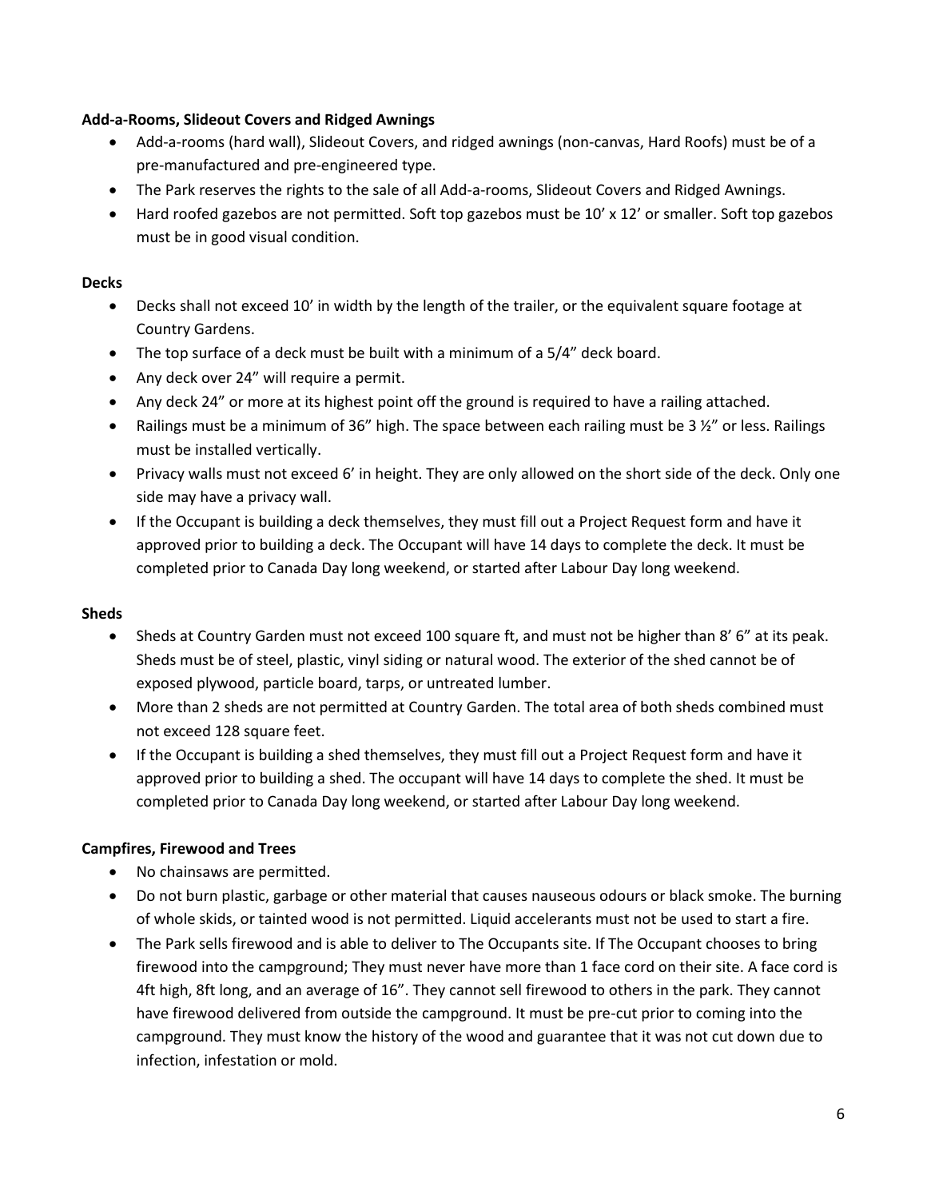**Add-a-Rooms, Slideout Covers and Ridged Awnings**

- Add-a-rooms (hard wall), Slideout Covers, and ridged awnings (non-canvas, Hard Roofs) must be of a pre-manufactured and pre-engineered type.
- The Park reserves the rights to the sale of all Add-a-rooms, Slideout Covers and Ridged Awnings.
- Hard roofed gazebos are not permitted. Soft top gazebos must be 10' x 12' or smaller. Soft top gazebos must be in good visual condition.

**Decks**

- Decks shall not exceed 10' in width by the length of the trailer, or the equivalent square footage at Country Gardens.
- The top surface of a deck must be built with a minimum of a 5/4" deck board.
- Any deck over 24" will require a permit.
- Any deck 24" or more at its highest point off the ground is required to have a railing attached.
- Railings must be a minimum of 36" high. The space between each railing must be 3 ½" or less. Railings must be installed vertically.
- Privacy walls must not exceed 6' in height. They are only allowed on the short side of the deck. Only one side may have a privacy wall.
- If the Occupant is building a deck themselves, they must fill out a Project Request form and have it approved prior to building a deck. The Occupant will have 14 days to complete the deck. It must be completed prior to Canada Day long weekend, or started after Labour Day long weekend.

**Sheds**

- Sheds at Country Garden must not exceed 100 square ft, and must not be higher than 8' 6" at its peak. Sheds must be of steel, plastic, vinyl siding or natural wood. The exterior of the shed cannot be of exposed plywood, particle board, tarps, or untreated lumber.
- More than 2 sheds are not permitted at Country Garden. The total area of both sheds combined must not exceed 128 square feet.
- If the Occupant is building a shed themselves, they must fill out a Project Request form and have it approved prior to building a shed. The occupant will have 14 days to complete the shed. It must be completed prior to Canada Day long weekend, or started after Labour Day long weekend.

**Campfires, Firewood and Trees**

- No chainsaws are permitted.
- Do not burn plastic, garbage or other material that causes nauseous odours or black smoke. The burning of whole skids, or tainted wood is not permitted. Liquid accelerants must not be used to start a fire.
- The Park sells firewood and is able to deliver to The Occupants site. If The Occupant chooses to bring firewood into the campground; They must never have more than 1 face cord on their site. A face cord is 4ft high, 8ft long, and an average of 16". They cannot sell firewood to others in the park. They cannot have firewood delivered from outside the campground. It must be pre-cut prior to coming into the campground. They must know the history of the wood and guarantee that it was not cut down due to infection, infestation or mold.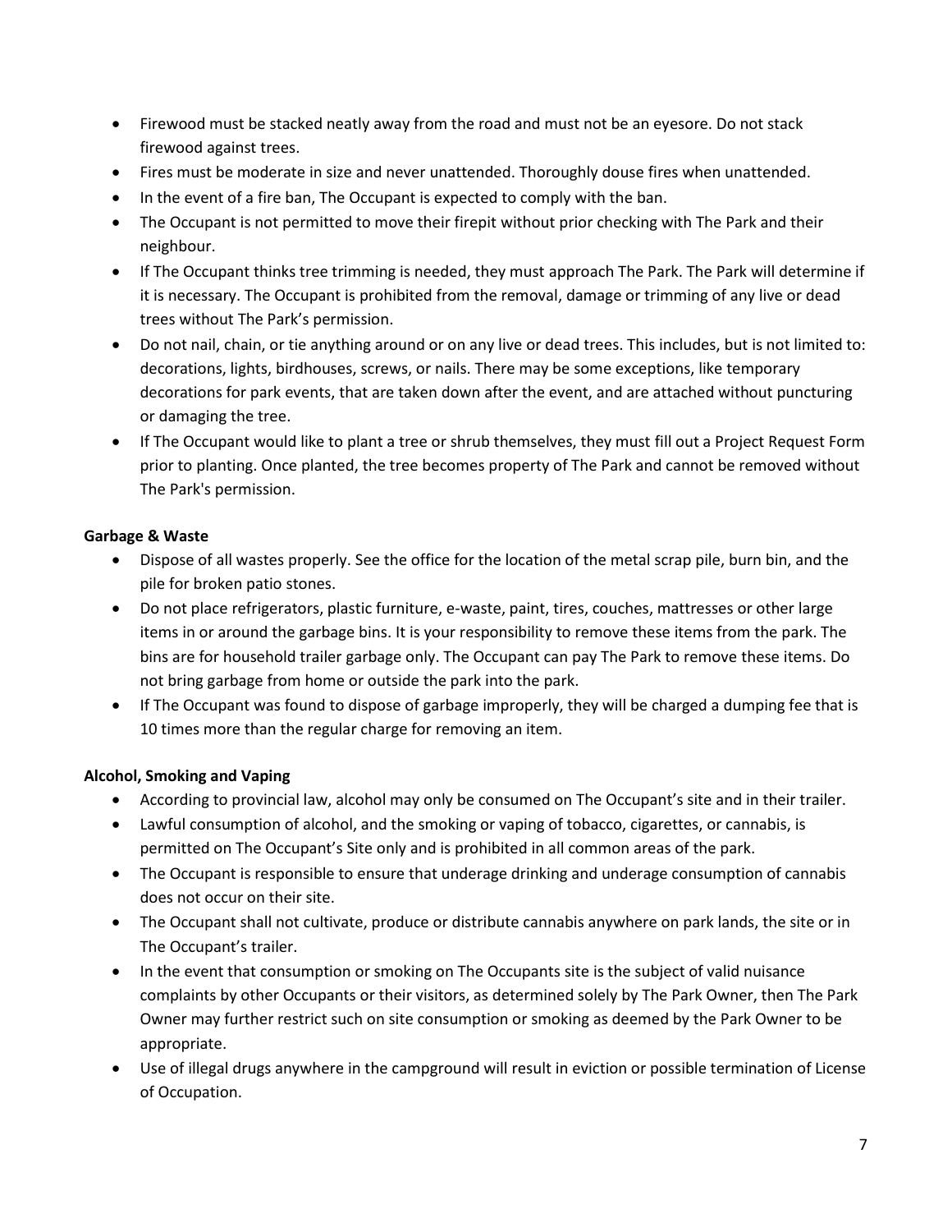- Firewood must be stacked neatly away from the road and must not be an eyesore. Do not stack firewood against trees.
- Fires must be moderate in size and never unattended. Thoroughly douse fires when unattended.
- In the event of a fire ban, The Occupant is expected to comply with the ban.
- The Occupant is not permitted to move their firepit without prior checking with The Park and their neighbour.
- If The Occupant thinks tree trimming is needed, they must approach The Park. The Park will determine if it is necessary. The Occupant is prohibited from the removal, damage or trimming of any live or dead trees without The Park's permission.
- Do not nail, chain, or tie anything around or on any live or dead trees. This includes, but is not limited to: decorations, lights, birdhouses, screws, or nails. There may be some exceptions, like temporary decorations for park events, that are taken down after the event, and are attached without puncturing or damaging the tree.
- If The Occupant would like to plant a tree or shrub themselves, they must fill out a Project Request Form prior to planting. Once planted, the tree becomes property of The Park and cannot be removed without The Park's permission.

**Garbage & Waste**

- Dispose of all wastes properly. See the office for the location of the metal scrap pile, burn bin, and the pile for broken patio stones.
- Do not place refrigerators, plastic furniture, e-waste, paint, tires, couches, mattresses or other large items in or around the garbage bins. It is your responsibility to remove these items from the park. The bins are for household trailer garbage only. The Occupant can pay The Park to remove these items. Do not bring garbage from home or outside the park into the park.
- If The Occupant was found to dispose of garbage improperly, they will be charged a dumping fee that is 10 times more than the regular charge for removing an item.

**Alcohol, Smoking and Vaping**

- According to provincial law, alcohol may only be consumed on The Occupant's site and in their trailer.
- Lawful consumption of alcohol, and the smoking or vaping of tobacco, cigarettes, or cannabis, is permitted on The Occupant's Site only and is prohibited in all common areas of the park.
- The Occupant is responsible to ensure that underage drinking and underage consumption of cannabis does not occur on their site.
- The Occupant shall not cultivate, produce or distribute cannabis anywhere on park lands, the site or in The Occupant's trailer.
- In the event that consumption or smoking on The Occupants site is the subject of valid nuisance complaints by other Occupants or their visitors, as determined solely by The Park Owner, then The Park Owner may further restrict such on site consumption or smoking as deemed by the Park Owner to be appropriate.
- Use of illegal drugs anywhere in the campground will result in eviction or possible termination of License of Occupation.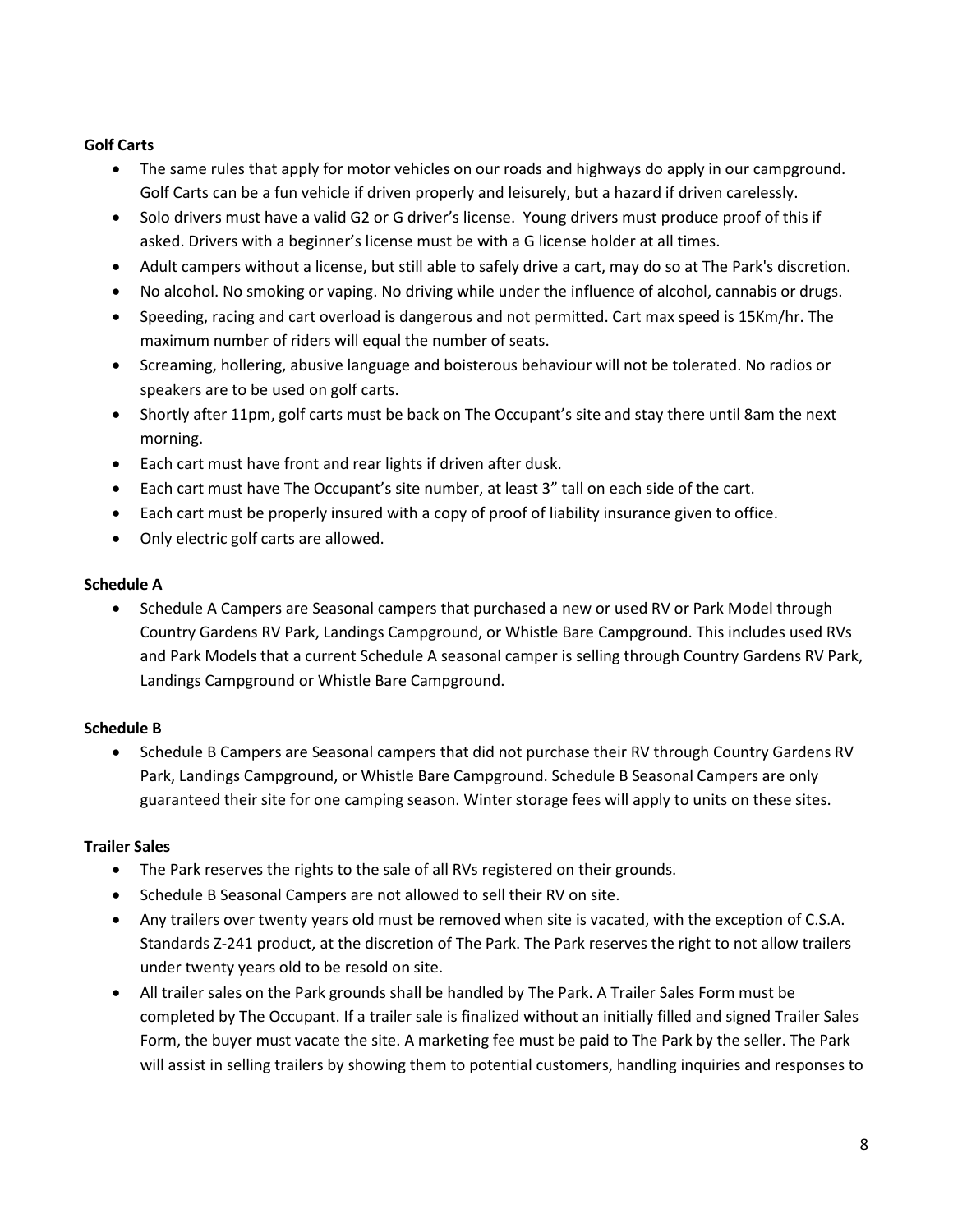**Golf Carts**

- The same rules that apply for motor vehicles on our roads and highways do apply in our campground. Golf Carts can be a fun vehicle if driven properly and leisurely, but a hazard if driven carelessly.
- Solo drivers must have a valid G2 or G driver's license. Young drivers must produce proof of this if asked. Drivers with a beginner's license must be with a G license holder at all times.
- Adult campers without a license, but still able to safely drive a cart, may do so at The Park's discretion.
- No alcohol. No smoking or vaping. No driving while under the influence of alcohol, cannabis or drugs.
- Speeding, racing and cart overload is dangerous and not permitted. Cart max speed is 15Km/hr. The maximum number of riders will equal the number of seats.
- Screaming, hollering, abusive language and boisterous behaviour will not be tolerated. No radios or speakers are to be used on golf carts.
- Shortly after 11pm, golf carts must be back on The Occupant's site and stay there until 8am the next morning.
- Each cart must have front and rear lights if driven after dusk.
- Each cart must have The Occupant's site number, at least 3" tall on each side of the cart.
- Each cart must be properly insured with a copy of proof of liability insurance given to office.
- Only electric golf carts are allowed.

**Schedule A**

- Schedule A Campers are Seasonal campers that purchased a new or used RV or Park Model through Country Gardens RV Park, Landings Campground, or Whistle Bare Campground. This includes used RVs and Park Models that a current Schedule A seasonal camper is selling through Country Gardens RV Park, Landings Campground or Whistle Bare Campground.

**Schedule B**

- Schedule B Campers are Seasonal campers that did not purchase their RV through Country Gardens RV Park, Landings Campground, or Whistle Bare Campground. Schedule B Seasonal Campers are only guaranteed their site for one camping season. Winter storage fees will apply to units on these sites.

**Trailer Sales**

- The Park reserves the rights to the sale of all RVs registered on their grounds.
- Schedule B Seasonal Campers are not allowed to sell their RV on site.
- Any trailers over twenty years old must be removed when site is vacated, with the exception of C.S.A. Standards Z-241 product, at the discretion of The Park. The Park reserves the right to not allow trailers under twenty years old to be resold on site.
- All trailer sales on the Park grounds shall be handled by The Park. A Trailer Sales Form must be completed by The Occupant. If a trailer sale is finalized without an initially filled and signed Trailer Sales Form, the buyer must vacate the site. A marketing fee must be paid to The Park by the seller. The Park will assist in selling trailers by showing them to potential customers, handling inquiries and responses to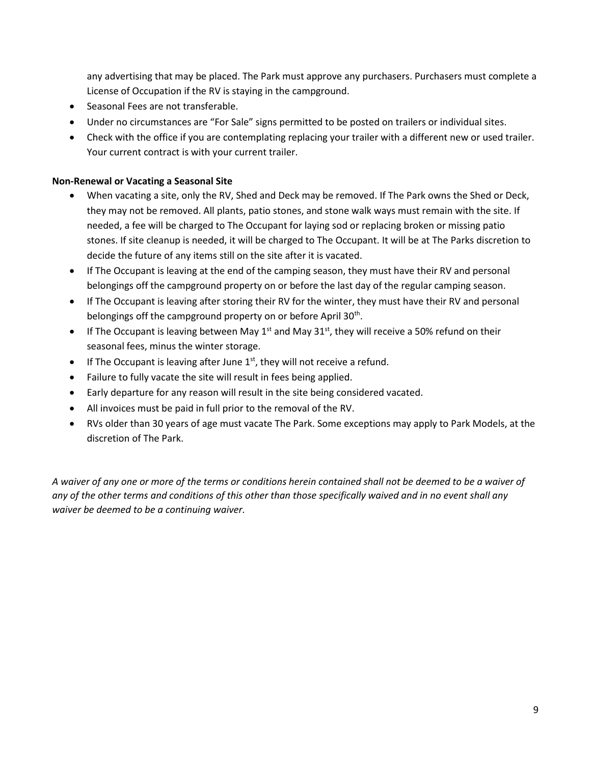any advertising that may be placed. The Park must approve any purchasers. Purchasers must complete a License of Occupation if the RV is staying in the campground.

- Seasonal Fees are not transferable.
- Under no circumstances are "For Sale" signs permitted to be posted on trailers or individual sites.
- Check with the office if you are contemplating replacing your trailer with a different new or used trailer. Your current contract is with your current trailer.

**Non-Renewal or Vacating a Seasonal Site**

- When vacating a site, only the RV, Shed and Deck may be removed. If The Park owns the Shed or Deck, they may not be removed. All plants, patio stones, and stone walk ways must remain with the site. If needed, a fee will be charged to The Occupant for laying sod or replacing broken or missing patio stones. If site cleanup is needed, it will be charged to The Occupant. It will be at The Parks discretion to decide the future of any items still on the site after it is vacated.
- If The Occupant is leaving at the end of the camping season, they must have their RV and personal belongings off the campground property on or before the last day of the regular camping season.
- If The Occupant is leaving after storing their RV for the winter, they must have their RV and personal belongings off the campground property on or before April 30th.
- If The Occupant is leaving between May 1st and May 31st, they will receive a 50% refund on their seasonal fees, minus the winter storage.
- If The Occupant is leaving after June 1st, they will not receive a refund.
- Failure to fully vacate the site will result in fees being applied.
- Early departure for any reason will result in the site being considered vacated.
- All invoices must be paid in full prior to the removal of the RV.
- RVs older than 30 years of age must vacate The Park. Some exceptions may apply to Park Models, at the discretion of The Park.

*A waiver of any one or more of the terms or conditions herein contained shall not be deemed to be a waiver of any of the other terms and conditions of this other than those specifically waived and in no event shall any waiver be deemed to be a continuing waiver.*